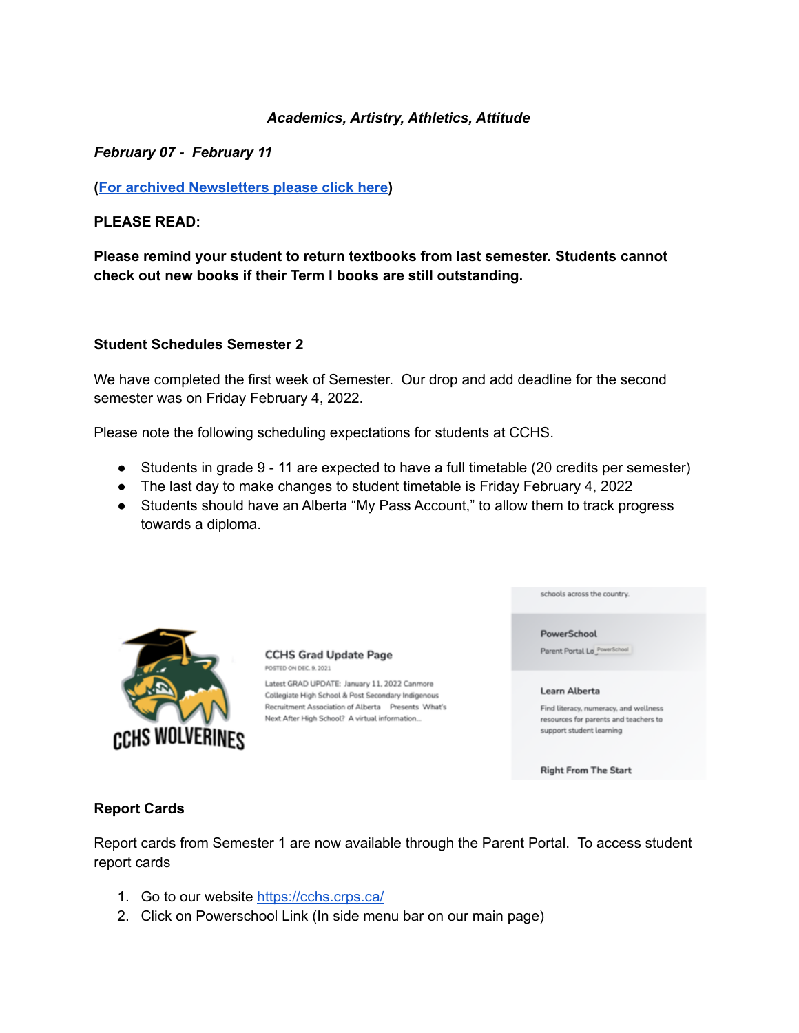*Academics, Artistry, Athletics, Attitude*

***February 07 - February 11***

**([For archived Newsletters please click here]())**

**PLEASE READ:**

**Please remind your student to return textbooks from last semester. Students cannot check out new books if their Term I books are still outstanding.**

**Student Schedules Semester 2**

We have completed the first week of Semester. Our drop and add deadline for the second semester was on Friday February 4, 2022.

Please note the following scheduling expectations for students at CCHS.

- Students in grade 9 - 11 are expected to have a full timetable (20 credits per semester)
- The last day to make changes to student timetable is Friday February 4, 2022
- Students should have an Alberta "My Pass Account," to allow them to track progress towards a diploma.

CCHS WOLVERINES

CCHS Grad Update Page

POSTED ON DEC. 9, 2021

Latest GRAD UPDATE: January 11, 2022 Canmore Collegiate High School & Post Secondary Indigenous Recruitment Association of Alberta Presents What's Next After High School? A virtual information...

schools across the country.

PowerSchool

Parent Portal Lo

Learn Alberta

Find literacy, numeracy, and wellness resources for parents and teachers to support student learning

Right From The Start

**Report Cards**

Report cards from Semester 1 are now available through the Parent Portal. To access student report cards

1. Go to our website https://cchs.crps.ca/
2. Click on Powerschool Link (In side menu bar on our main page)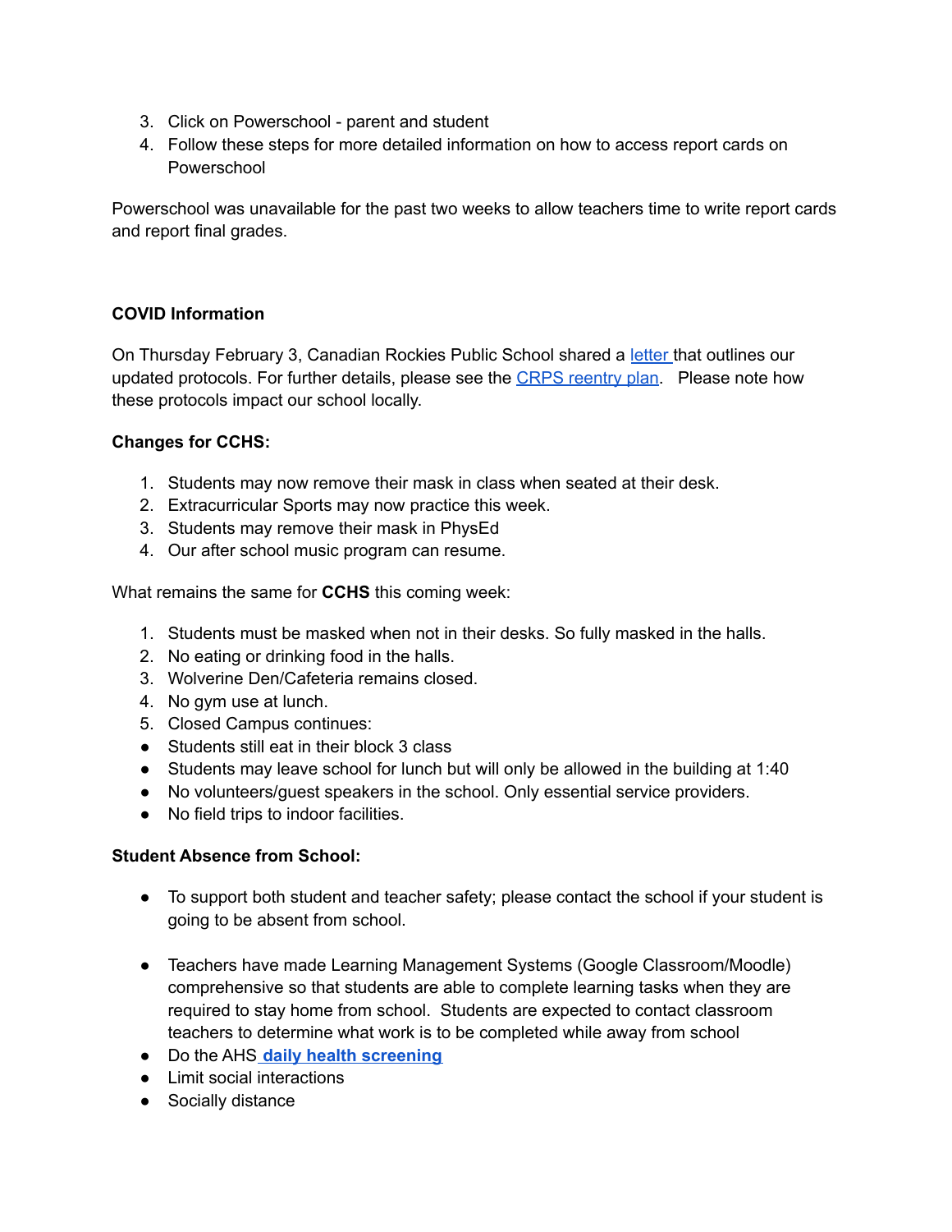3. Click on Powerschool - parent and student
4. Follow these steps for more detailed information on how to access report cards on Powerschool

Powerschool was unavailable for the past two weeks to allow teachers time to write report cards and report final grades.

**COVID Information**

On Thursday February 3, Canadian Rockies Public School shared a letter that outlines our updated protocols. For further details, please see the CRPS reentry plan. Please note how these protocols impact our school locally.

**Changes for CCHS:**

1. Students may now remove their mask in class when seated at their desk.
2. Extracurricular Sports may now practice this week.
3. Students may remove their mask in PhysEd
4. Our after school music program can resume.

What remains the same for **CCHS** this coming week:

1. Students must be masked when not in their desks. So fully masked in the halls.
2. No eating or drinking food in the halls.
3. Wolverine Den/Cafeteria remains closed.
4. No gym use at lunch.
5. Closed Campus continues:

- Students still eat in their block 3 class
- Students may leave school for lunch but will only be allowed in the building at 1:40
- No volunteers/guest speakers in the school. Only essential service providers.
- No field trips to indoor facilities.

**Student Absence from School:**

- To support both student and teacher safety; please contact the school if your student is going to be absent from school.

- Teachers have made Learning Management Systems (Google Classroom/Moodle) comprehensive so that students are able to complete learning tasks when they are required to stay home from school. Students are expected to contact classroom teachers to determine what work is to be completed while away from school
- Do the AHS **daily health screening**
- Limit social interactions
- Socially distance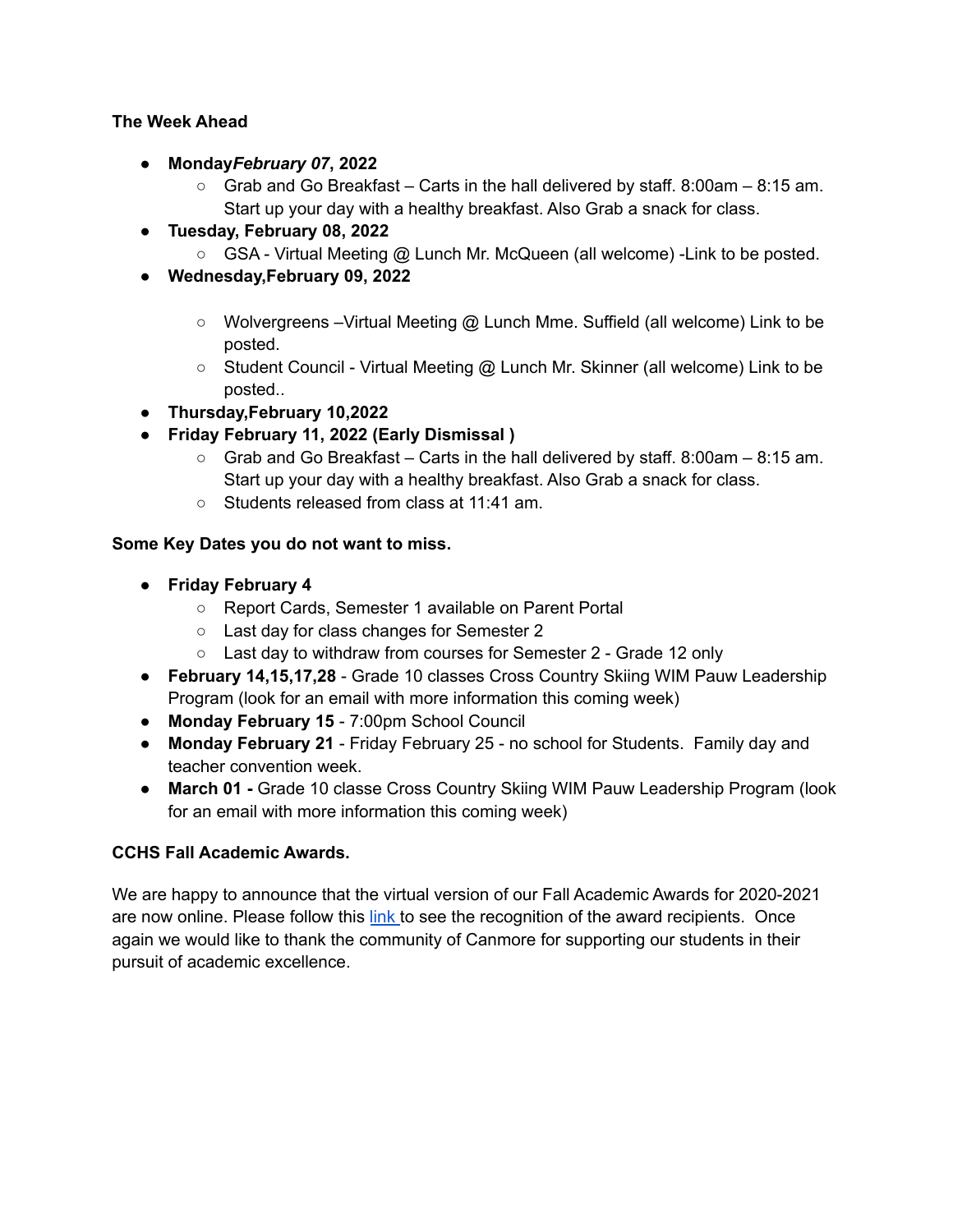**The Week Ahead**

- **Monday*February 07*, 2022**
  - Grab and Go Breakfast – Carts in the hall delivered by staff. 8:00am – 8:15 am. Start up your day with a healthy breakfast. Also Grab a snack for class.
- **Tuesday, February 08, 2022**
  - GSA - Virtual Meeting @ Lunch Mr. McQueen (all welcome) -Link to be posted.
- **Wednesday,February 09, 2022**
  - Wolvergreens –Virtual Meeting @ Lunch Mme. Suffield (all welcome) Link to be posted.
  - Student Council - Virtual Meeting @ Lunch Mr. Skinner (all welcome) Link to be posted..
- **Thursday,February 10,2022**
- **Friday February 11, 2022 (Early Dismissal )**
  - Grab and Go Breakfast – Carts in the hall delivered by staff. 8:00am – 8:15 am. Start up your day with a healthy breakfast. Also Grab a snack for class.
  - Students released from class at 11:41 am.

**Some Key Dates you do not want to miss.**

- **Friday February 4**
  - Report Cards, Semester 1 available on Parent Portal
  - Last day for class changes for Semester 2
  - Last day to withdraw from courses for Semester 2 - Grade 12 only
- **February 14,15,17,28** - Grade 10 classes Cross Country Skiing WIM Pauw Leadership Program (look for an email with more information this coming week)
- **Monday February 15** - 7:00pm School Council
- **Monday February 21** - Friday February 25 - no school for Students. Family day and teacher convention week.
- **March 01 -** Grade 10 classe Cross Country Skiing WIM Pauw Leadership Program (look for an email with more information this coming week)

**CCHS Fall Academic Awards.**

We are happy to announce that the virtual version of our Fall Academic Awards for 2020-2021 are now online. Please follow this link to see the recognition of the award recipients. Once again we would like to thank the community of Canmore for supporting our students in their pursuit of academic excellence.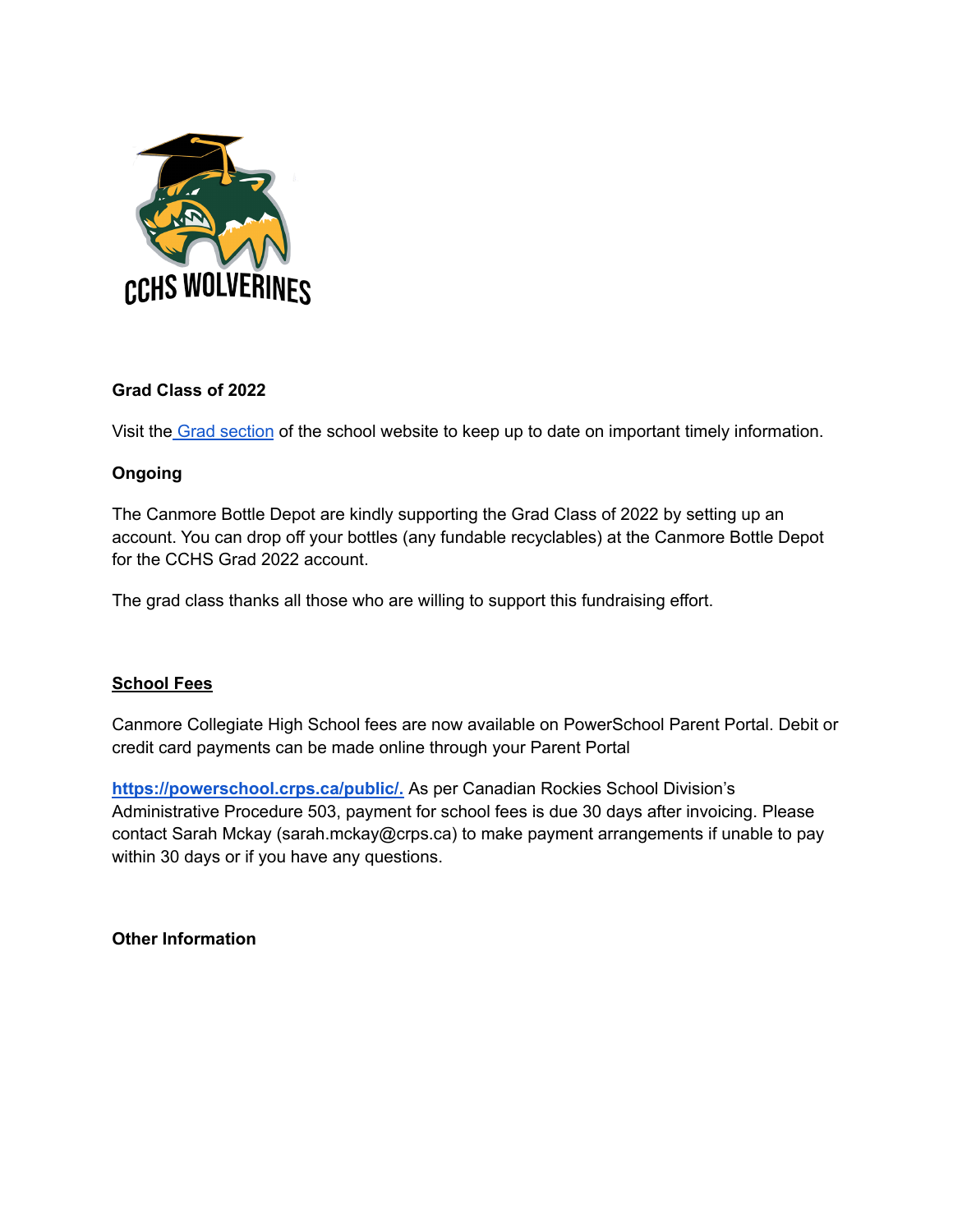**Grad Class of 2022**

Visit the [Grad section]() of the school website to keep up to date on important timely information.

**Ongoing**

The Canmore Bottle Depot are kindly supporting the Grad Class of 2022 by setting up an account. You can drop off your bottles (any fundable recyclables) at the Canmore Bottle Depot for the CCHS Grad 2022 account.

The grad class thanks all those who are willing to support this fundraising effort.

**School Fees**

Canmore Collegiate High School fees are now available on PowerSchool Parent Portal. Debit or credit card payments can be made online through your Parent Portal

**https://powerschool.crps.ca/public/.** As per Canadian Rockies School Division's Administrative Procedure 503, payment for school fees is due 30 days after invoicing. Please contact Sarah Mckay (sarah.mckay@crps.ca) to make payment arrangements if unable to pay within 30 days or if you have any questions.

**Other Information**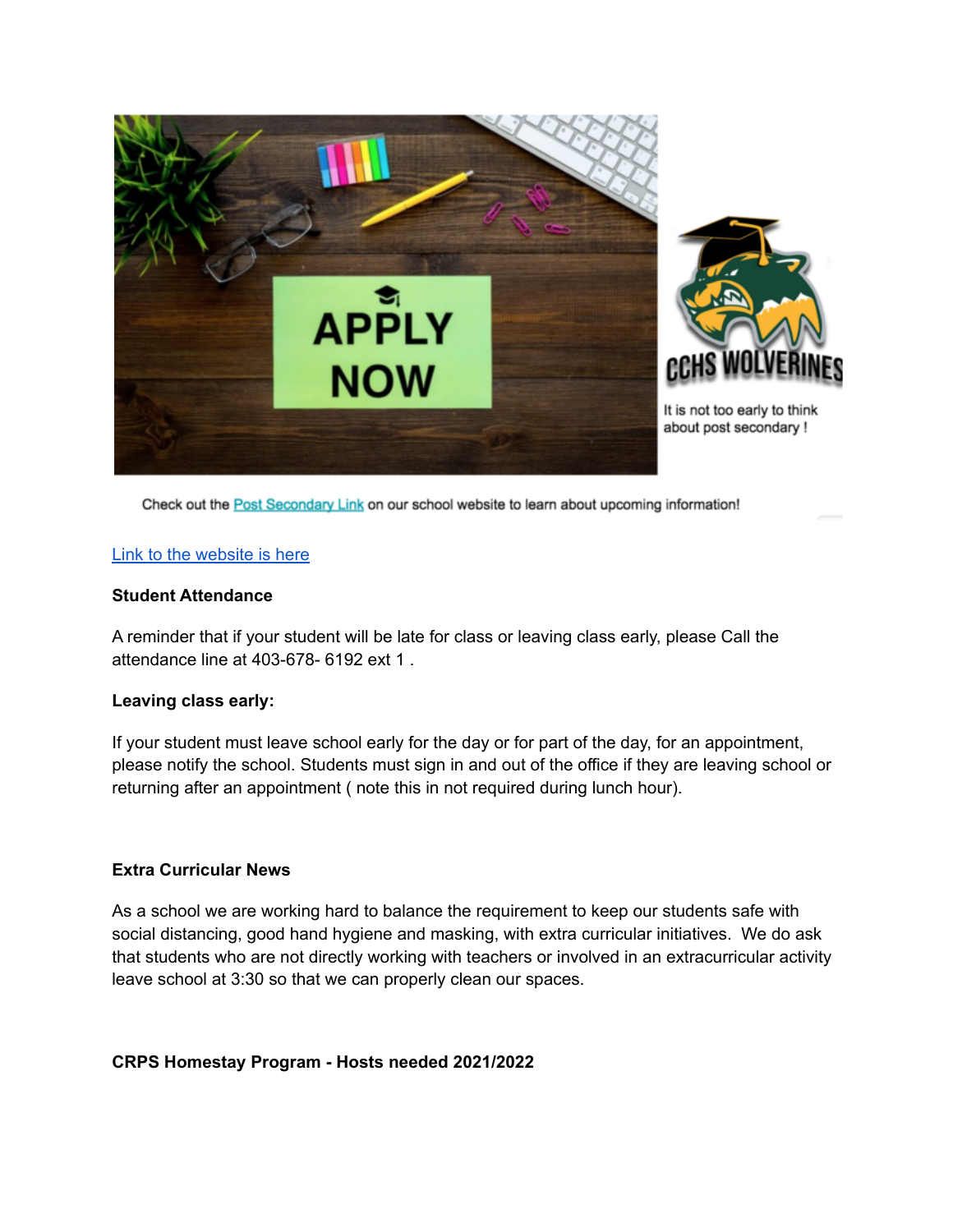It is not too early to think about post secondary !

Check out the Post Secondary Link on our school website to learn about upcoming information!

Link to the website is here

**Student Attendance**

A reminder that if your student will be late for class or leaving class early, please Call the attendance line at 403-678- 6192 ext 1 .

**Leaving class early:**

If your student must leave school early for the day or for part of the day, for an appointment, please notify the school. Students must sign in and out of the office if they are leaving school or returning after an appointment ( note this in not required during lunch hour).

**Extra Curricular News**

As a school we are working hard to balance the requirement to keep our students safe with social distancing, good hand hygiene and masking, with extra curricular initiatives. We do ask that students who are not directly working with teachers or involved in an extracurricular activity leave school at 3:30 so that we can properly clean our spaces.

**CRPS Homestay Program - Hosts needed 2021/2022**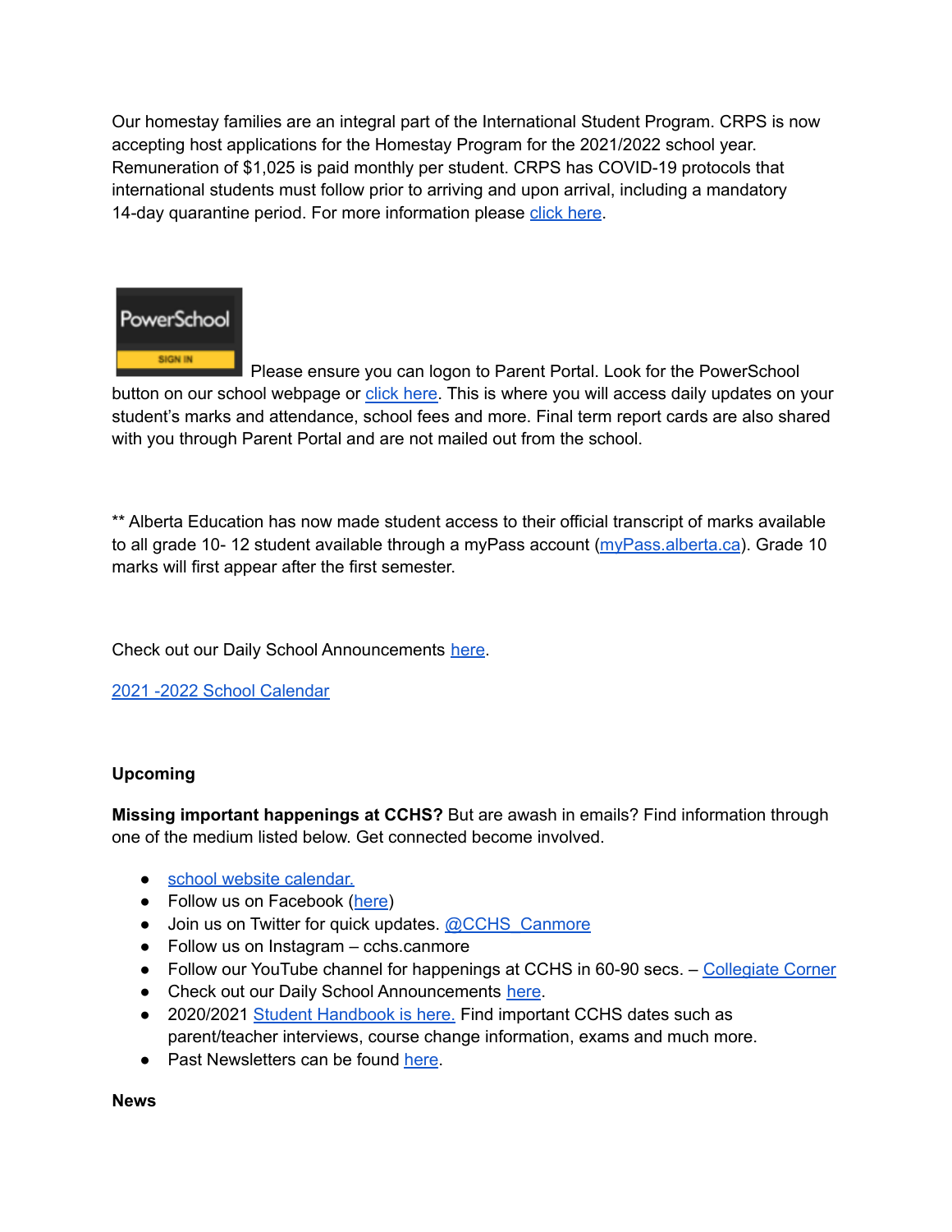Our homestay families are an integral part of the International Student Program. CRPS is now accepting host applications for the Homestay Program for the 2021/2022 school year. Remuneration of $1,025 is paid monthly per student. CRPS has COVID-19 protocols that international students must follow prior to arriving and upon arrival, including a mandatory 14-day quarantine period. For more information please click here.

Please ensure you can logon to Parent Portal. Look for the PowerSchool button on our school webpage or click here. This is where you will access daily updates on your student's marks and attendance, school fees and more. Final term report cards are also shared with you through Parent Portal and are not mailed out from the school.

** Alberta Education has now made student access to their official transcript of marks available to all grade 10- 12 student available through a myPass account (myPass.alberta.ca). Grade 10 marks will first appear after the first semester.

Check out our Daily School Announcements here.

2021 -2022 School Calendar

**Upcoming**

**Missing important happenings at CCHS?** But are awash in emails? Find information through one of the medium listed below. Get connected become involved.

- school website calendar.
- Follow us on Facebook (here)
- Join us on Twitter for quick updates. @CCHS_Canmore
- Follow us on Instagram – cchs.canmore
- Follow our YouTube channel for happenings at CCHS in 60-90 secs. – Collegiate Corner
- Check out our Daily School Announcements here.
- 2020/2021 Student Handbook is here. Find important CCHS dates such as parent/teacher interviews, course change information, exams and much more.
- Past Newsletters can be found here.

**News**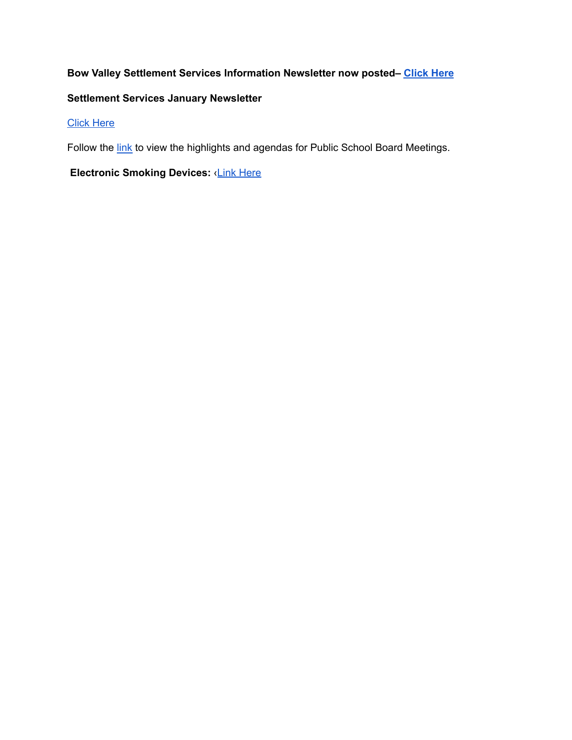**Bow Valley Settlement Services Information Newsletter now posted– Click Here**

**Settlement Services January Newsletter**

Click Here

Follow the link to view the highlights and agendas for Public School Board Meetings.

**Electronic Smoking Devices:** ‹Link Here